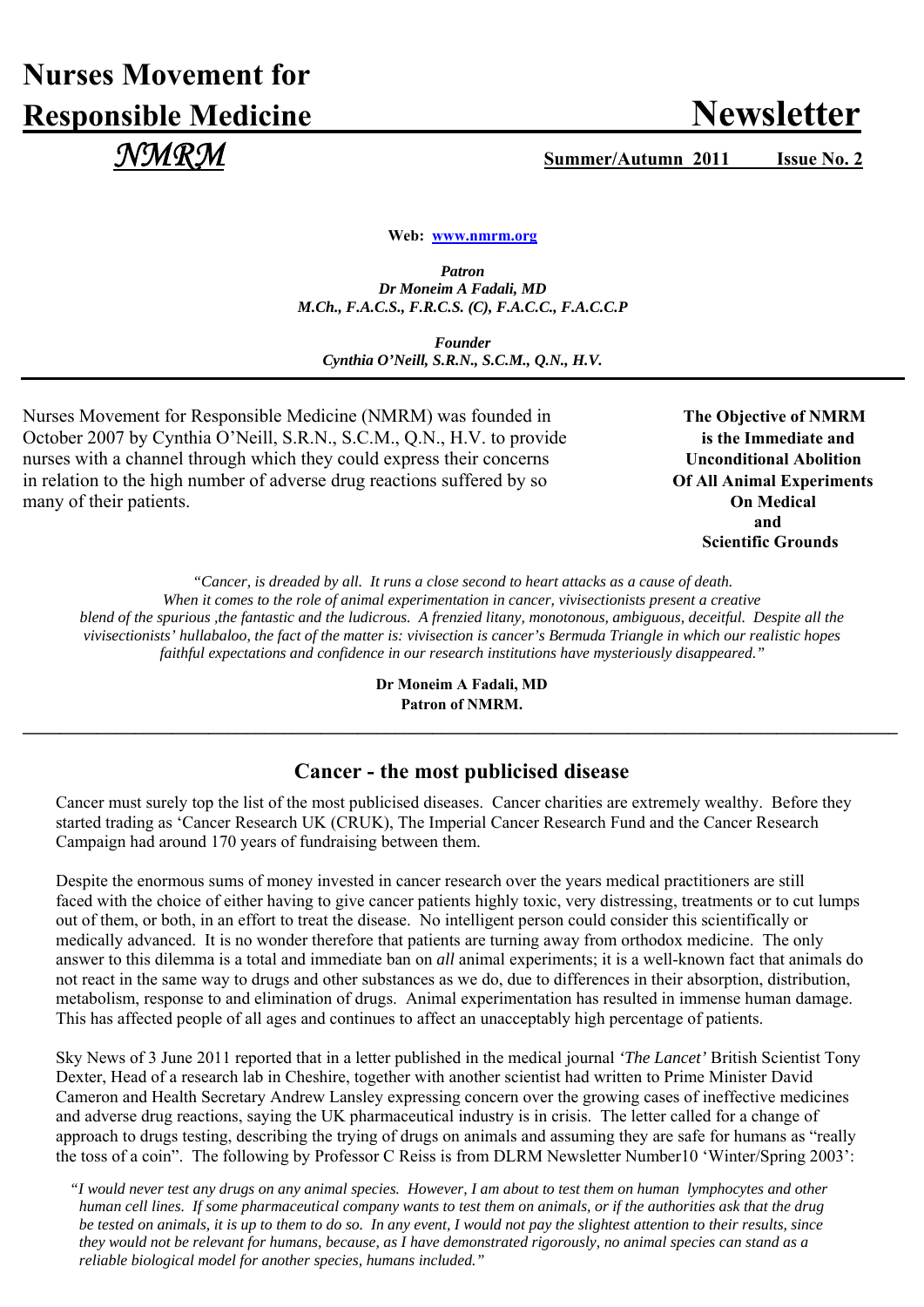# Nurses Movement for Responsible Medicine Newsletter

*NMRM*

**Summer/Autumn 2011 Issue No. 2**

**Web: www.nmrm.org**

***Patron***
***Dr Moneim A Fadali, MD***
***M.Ch., F.A.C.S., F.R.C.S. (C), F.A.C.C., F.A.C.C.P***

***Founder***
***Cynthia O'Neill, S.R.N., S.C.M., Q.N., H.V.***

---

Nurses Movement for Responsible Medicine (NMRM) was founded in October 2007 by Cynthia O'Neill, S.R.N., S.C.M., Q.N., H.V. to provide nurses with a channel through which they could express their concerns in relation to the high number of adverse drug reactions suffered by so many of their patients.

**The Objective of NMRM is the Immediate and Unconditional Abolition Of All Animal Experiments On Medical and Scientific Grounds**

*"Cancer, is dreaded by all. It runs a close second to heart attacks as a cause of death. When it comes to the role of animal experimentation in cancer, vivisectionists present a creative blend of the spurious ,the fantastic and the ludicrous. A frenzied litany, monotonous, ambiguous, deceitful. Despite all the vivisectionists' hullabaloo, the fact of the matter is: vivisection is cancer's Bermuda Triangle in which our realistic hopes faithful expectations and confidence in our research institutions have mysteriously disappeared."*

**Dr Moneim A Fadali, MD**
**Patron of NMRM.**

---

## Cancer - the most publicised disease

Cancer must surely top the list of the most publicised diseases. Cancer charities are extremely wealthy. Before they started trading as 'Cancer Research UK (CRUK), The Imperial Cancer Research Fund and the Cancer Research Campaign had around 170 years of fundraising between them.

Despite the enormous sums of money invested in cancer research over the years medical practitioners are still faced with the choice of either having to give cancer patients highly toxic, very distressing, treatments or to cut lumps out of them, or both, in an effort to treat the disease. No intelligent person could consider this scientifically or medically advanced. It is no wonder therefore that patients are turning away from orthodox medicine. The only answer to this dilemma is a total and immediate ban on *all* animal experiments; it is a well-known fact that animals do not react in the same way to drugs and other substances as we do, due to differences in their absorption, distribution, metabolism, response to and elimination of drugs. Animal experimentation has resulted in immense human damage. This has affected people of all ages and continues to affect an unacceptably high percentage of patients.

Sky News of 3 June 2011 reported that in a letter published in the medical journal *'The Lancet'* British Scientist Tony Dexter, Head of a research lab in Cheshire, together with another scientist had written to Prime Minister David Cameron and Health Secretary Andrew Lansley expressing concern over the growing cases of ineffective medicines and adverse drug reactions, saying the UK pharmaceutical industry is in crisis. The letter called for a change of approach to drugs testing, describing the trying of drugs on animals and assuming they are safe for humans as "really the toss of a coin". The following by Professor C Reiss is from DLRM Newsletter Number10 'Winter/Spring 2003':

*"I would never test any drugs on any animal species. However, I am about to test them on human lymphocytes and other human cell lines. If some pharmaceutical company wants to test them on animals, or if the authorities ask that the drug be tested on animals, it is up to them to do so. In any event, I would not pay the slightest attention to their results, since they would not be relevant for humans, because, as I have demonstrated rigorously, no animal species can stand as a reliable biological model for another species, humans included."*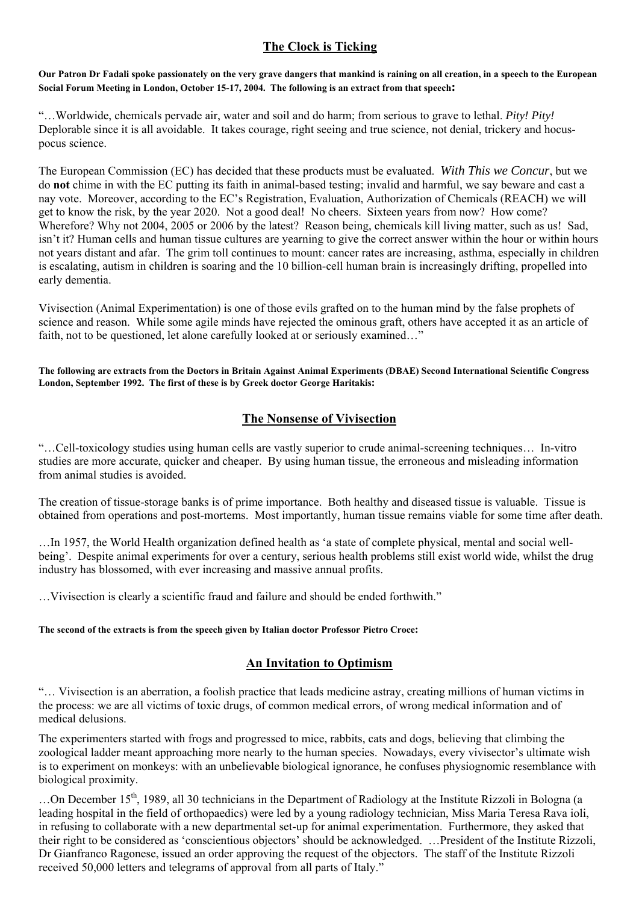## The Clock is Ticking

**Our Patron Dr Fadali spoke passionately on the very grave dangers that mankind is raining on all creation, in a speech to the European Social Forum Meeting in London, October 15-17, 2004. The following is an extract from that speech:**

"…Worldwide, chemicals pervade air, water and soil and do harm; from serious to grave to lethal. *Pity! Pity!* Deplorable since it is all avoidable. It takes courage, right seeing and true science, not denial, trickery and hocus-pocus science.

The European Commission (EC) has decided that these products must be evaluated. *With This we Concur*, but we do **not** chime in with the EC putting its faith in animal-based testing; invalid and harmful, we say beware and cast a nay vote. Moreover, according to the EC's Registration, Evaluation, Authorization of Chemicals (REACH) we will get to know the risk, by the year 2020. Not a good deal! No cheers. Sixteen years from now? How come? Wherefore? Why not 2004, 2005 or 2006 by the latest? Reason being, chemicals kill living matter, such as us! Sad, isn't it? Human cells and human tissue cultures are yearning to give the correct answer within the hour or within hours not years distant and afar. The grim toll continues to mount: cancer rates are increasing, asthma, especially in children is escalating, autism in children is soaring and the 10 billion-cell human brain is increasingly drifting, propelled into early dementia.

Vivisection (Animal Experimentation) is one of those evils grafted on to the human mind by the false prophets of science and reason. While some agile minds have rejected the ominous graft, others have accepted it as an article of faith, not to be questioned, let alone carefully looked at or seriously examined…"

**The following are extracts from the Doctors in Britain Against Animal Experiments (DBAE) Second International Scientific Congress London, September 1992. The first of these is by Greek doctor George Haritakis:**

## The Nonsense of Vivisection

"…Cell-toxicology studies using human cells are vastly superior to crude animal-screening techniques… In-vitro studies are more accurate, quicker and cheaper. By using human tissue, the erroneous and misleading information from animal studies is avoided.

The creation of tissue-storage banks is of prime importance. Both healthy and diseased tissue is valuable. Tissue is obtained from operations and post-mortems. Most importantly, human tissue remains viable for some time after death.

…In 1957, the World Health organization defined health as 'a state of complete physical, mental and social well-being'. Despite animal experiments for over a century, serious health problems still exist world wide, whilst the drug industry has blossomed, with ever increasing and massive annual profits.

…Vivisection is clearly a scientific fraud and failure and should be ended forthwith."

**The second of the extracts is from the speech given by Italian doctor Professor Pietro Croce:**

## An Invitation to Optimism

"… Vivisection is an aberration, a foolish practice that leads medicine astray, creating millions of human victims in the process: we are all victims of toxic drugs, of common medical errors, of wrong medical information and of medical delusions.

The experimenters started with frogs and progressed to mice, rabbits, cats and dogs, believing that climbing the zoological ladder meant approaching more nearly to the human species. Nowadays, every vivisector's ultimate wish is to experiment on monkeys: with an unbelievable biological ignorance, he confuses physiognomic resemblance with biological proximity.

…On December 15th, 1989, all 30 technicians in the Department of Radiology at the Institute Rizzoli in Bologna (a leading hospital in the field of orthopaedics) were led by a young radiology technician, Miss Maria Teresa Rava ioli, in refusing to collaborate with a new departmental set-up for animal experimentation. Furthermore, they asked that their right to be considered as 'conscientious objectors' should be acknowledged. …President of the Institute Rizzoli, Dr Gianfranco Ragonese, issued an order approving the request of the objectors. The staff of the Institute Rizzoli received 50,000 letters and telegrams of approval from all parts of Italy."